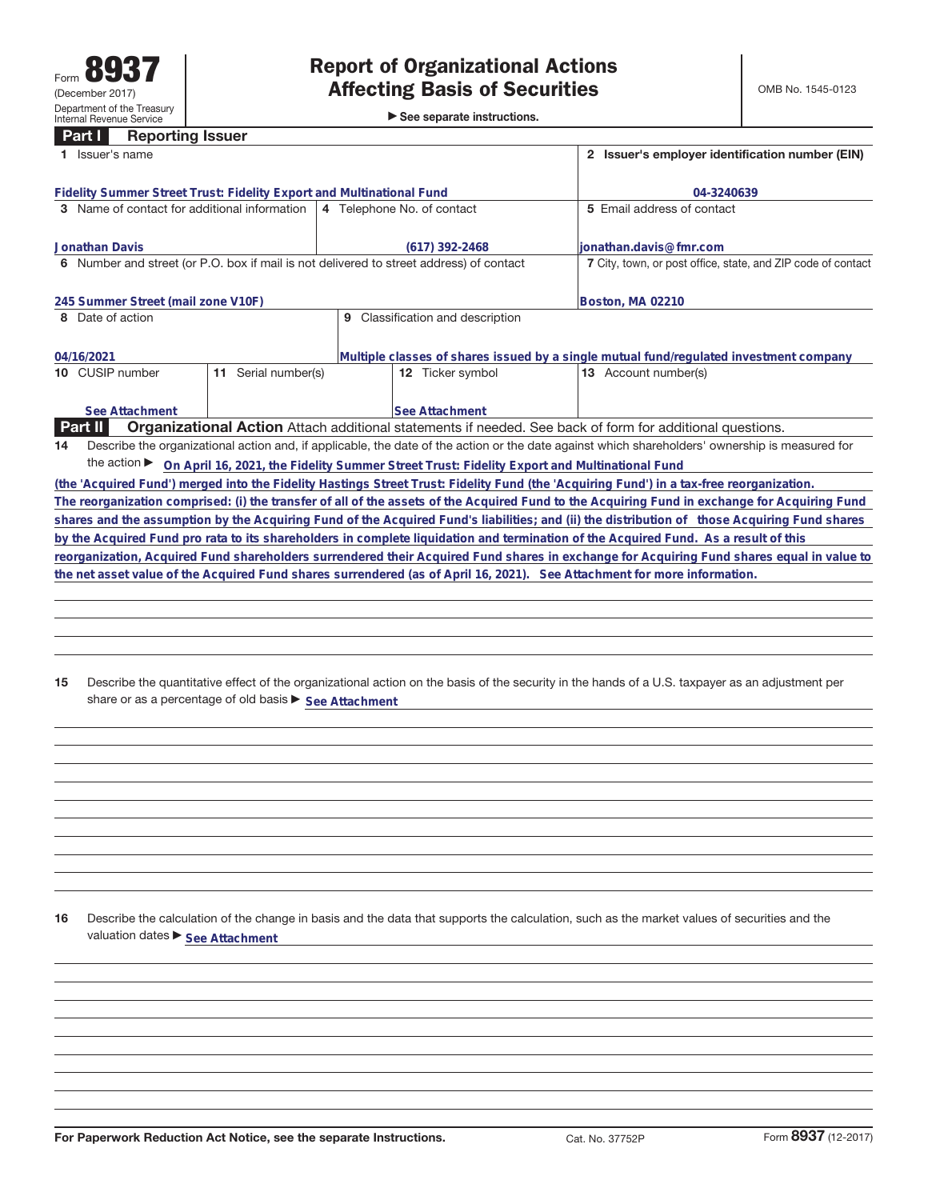Form **8937**
(December 2017)
Department of the Treasury
Internal Revenue Service

# Report of Organizational Actions Affecting Basis of Securities

▶ See separate instructions.

OMB No. 1545-0123

## Part I Reporting Issuer

| 1 Issuer's name | | | | 2 Issuer's employer identification number (EIN) |
|---|---|---|---|---|
| Fidelity Summer Street Trust: Fidelity Export and Multinational Fund | | | | 04-3240639 |
| 3 Name of contact for additional information | | 4 Telephone No. of contact | | 5 Email address of contact |
| Jonathan Davis | | (617) 392-2468 | | jonathan.davis@fmr.com |
| 6 Number and street (or P.O. box if mail is not delivered to street address) of contact | | | | 7 City, town, or post office, state, and ZIP code of contact |
| 245 Summer Street (mail zone V10F) | | | | Boston, MA 02210 |
| 8 Date of action | | 9 Classification and description | | |
| 04/16/2021 | | Multiple classes of shares issued by a single mutual fund/regulated investment company | | |
| 10 CUSIP number | 11 Serial number(s) | | 12 Ticker symbol | 13 Account number(s) |
| See Attachment | | | See Attachment | |

## Part II Organizational Action

Attach additional statements if needed. See back of form for additional questions.

**14** Describe the organizational action and, if applicable, the date of the action or the date against which shareholders' ownership is measured for the action ▶ On April 16, 2021, the Fidelity Summer Street Trust: Fidelity Export and Multinational Fund (the 'Acquired Fund') merged into the Fidelity Hastings Street Trust: Fidelity Fund (the 'Acquiring Fund') in a tax-free reorganization. The reorganization comprised: (i) the transfer of all of the assets of the Acquired Fund to the Acquiring Fund in exchange for Acquiring Fund shares and the assumption by the Acquiring Fund of the Acquired Fund's liabilities; and (ii) the distribution of those Acquiring Fund shares by the Acquired Fund pro rata to its shareholders in complete liquidation and termination of the Acquired Fund. As a result of this reorganization, Acquired Fund shareholders surrendered their Acquired Fund shares in exchange for Acquiring Fund shares equal in value to the net asset value of the Acquired Fund shares surrendered (as of April 16, 2021). See Attachment for more information.

**15** Describe the quantitative effect of the organizational action on the basis of the security in the hands of a U.S. taxpayer as an adjustment per share or as a percentage of old basis ▶ See Attachment

**16** Describe the calculation of the change in basis and the data that supports the calculation, such as the market values of securities and the valuation dates ▶ See Attachment

For Paperwork Reduction Act Notice, see the separate Instructions. Cat. No. 37752P Form **8937** (12-2017)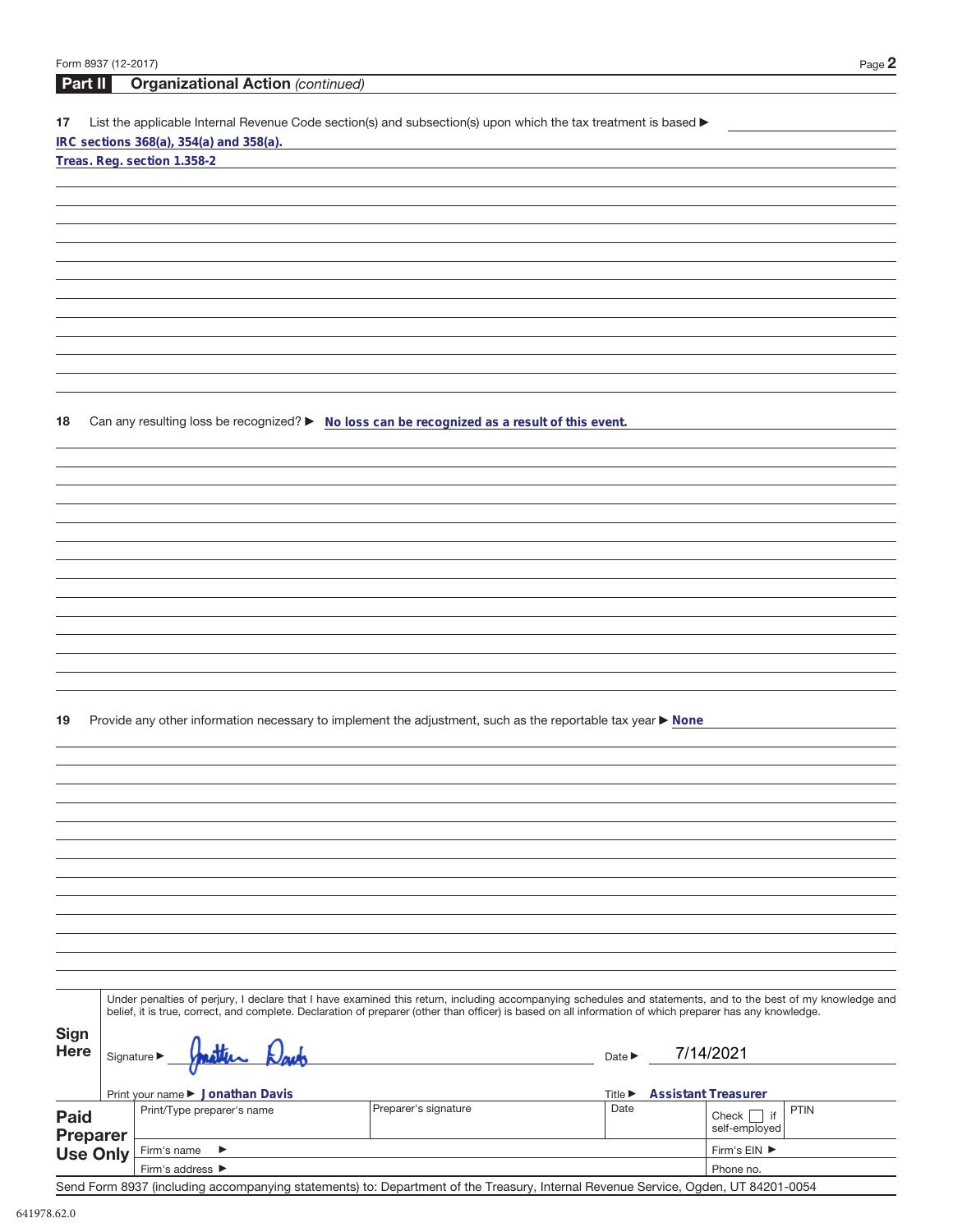## Part II Organizational Action *(continued)*

**17** List the applicable Internal Revenue Code section(s) and subsection(s) upon which the tax treatment is based ▶

**IRC sections 368(a), 354(a) and 358(a).**

**Treas. Reg. section 1.358-2**

**18** Can any resulting loss be recognized? ▶ **No loss can be recognized as a result of this event.**

**19** Provide any other information necessary to implement the adjustment, such as the reportable tax year ▶ **None**

**Sign Here**

Under penalties of perjury, I declare that I have examined this return, including accompanying schedules and statements, and to the best of my knowledge and belief, it is true, correct, and complete. Declaration of preparer (other than officer) is based on all information of which preparer has any knowledge.

Signature ▶ Jonathan Davis    Date ▶ 7/14/2021

Print your name ▶ **Jonathan Davis**    Title ▶ **Assistant Treasurer**

| **Paid Preparer Use Only** | Print/Type preparer's name | Preparer's signature | Date | Check ☐ if self-employed | PTIN |
|---|---|---|---|---|---|
| | Firm's name ▶ | | | Firm's EIN ▶ | |
| | Firm's address ▶ | | | Phone no. | |

Send Form 8937 (including accompanying statements) to: Department of the Treasury, Internal Revenue Service, Ogden, UT 84201-0054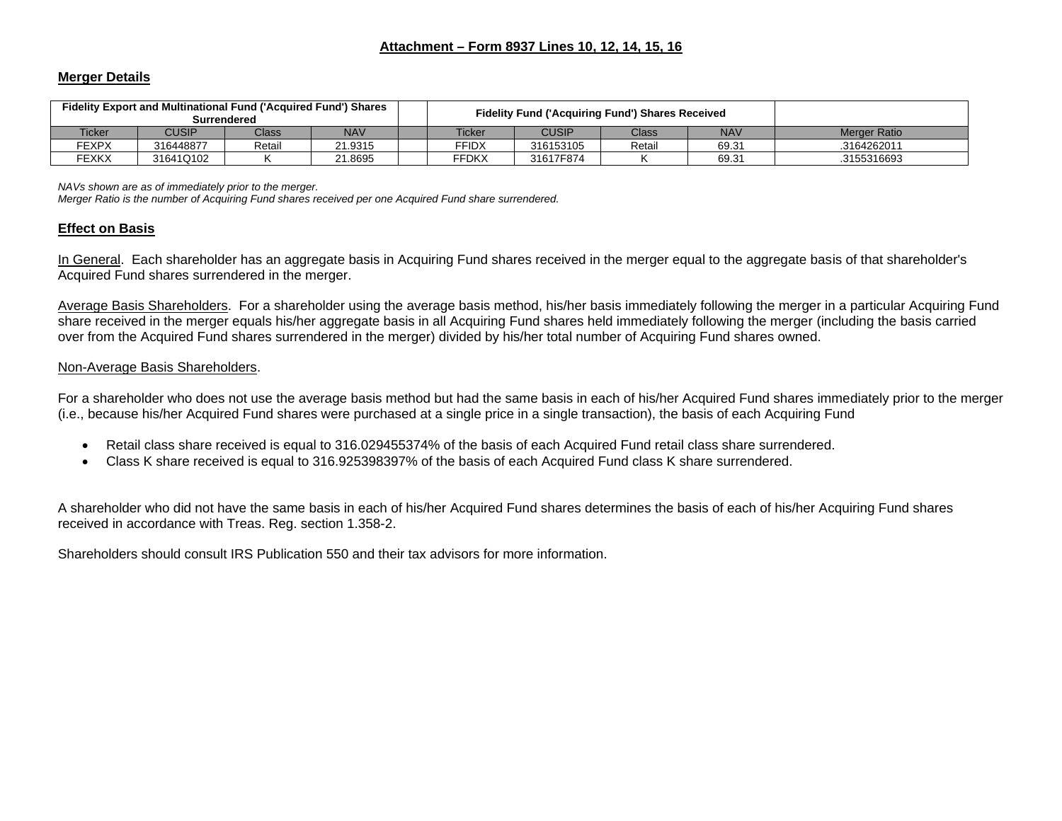## Attachment – Form 8937 Lines 10, 12, 14, 15, 16

### Merger Details

| Fidelity Export and Multinational Fund ('Acquired Fund') Shares Surrendered | | | | | Fidelity Fund ('Acquiring Fund') Shares Received | | | | |
|---|---|---|---|---|---|---|---|---|---|
| Ticker | CUSIP | Class | NAV | | Ticker | CUSIP | Class | NAV | Merger Ratio |
| FEXPX | 316448877 | Retail | 21.9315 | | FFIDX | 316153105 | Retail | 69.31 | .3164262011 |
| FEXKX | 31641Q102 | K | 21.8695 | | FFDKX | 31617F874 | K | 69.31 | .3155316693 |

*NAVs shown are as of immediately prior to the merger.*
*Merger Ratio is the number of Acquiring Fund shares received per one Acquired Fund share surrendered.*

### Effect on Basis

In General. Each shareholder has an aggregate basis in Acquiring Fund shares received in the merger equal to the aggregate basis of that shareholder's Acquired Fund shares surrendered in the merger.

Average Basis Shareholders. For a shareholder using the average basis method, his/her basis immediately following the merger in a particular Acquiring Fund share received in the merger equals his/her aggregate basis in all Acquiring Fund shares held immediately following the merger (including the basis carried over from the Acquired Fund shares surrendered in the merger) divided by his/her total number of Acquiring Fund shares owned.

Non-Average Basis Shareholders.

For a shareholder who does not use the average basis method but had the same basis in each of his/her Acquired Fund shares immediately prior to the merger (i.e., because his/her Acquired Fund shares were purchased at a single price in a single transaction), the basis of each Acquiring Fund

- Retail class share received is equal to 316.029455374% of the basis of each Acquired Fund retail class share surrendered.
- Class K share received is equal to 316.925398397% of the basis of each Acquired Fund class K share surrendered.

A shareholder who did not have the same basis in each of his/her Acquired Fund shares determines the basis of each of his/her Acquiring Fund shares received in accordance with Treas. Reg. section 1.358-2.

Shareholders should consult IRS Publication 550 and their tax advisors for more information.